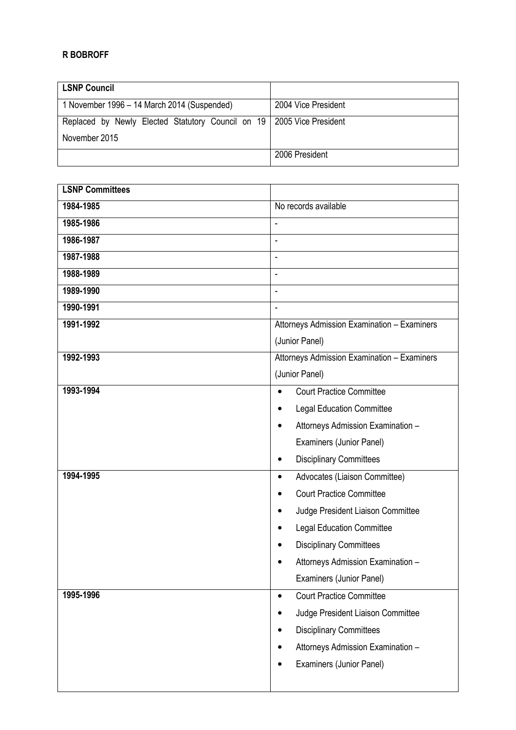**R BOBROFF**

| **LSNP Council** | |
|---|---|
| 1 November 1996 – 14 March 2014 (Suspended) | 2004 Vice President |
| Replaced by Newly Elected Statutory Council on 19 November 2015 | 2005 Vice President |
| | 2006 President |

| **LSNP Committees** | |
|---|---|
| **1984-1985** | No records available |
| **1985-1986** | - |
| **1986-1987** | - |
| **1987-1988** | - |
| **1988-1989** | - |
| **1989-1990** | - |
| **1990-1991** | - |
| **1991-1992** | Attorneys Admission Examination – Examiners (Junior Panel) |
| **1992-1993** | Attorneys Admission Examination – Examiners (Junior Panel) |
| **1993-1994** | • Court Practice Committee<br>• Legal Education Committee<br>• Attorneys Admission Examination – Examiners (Junior Panel)<br>• Disciplinary Committees |
| **1994-1995** | • Advocates (Liaison Committee)<br>• Court Practice Committee<br>• Judge President Liaison Committee<br>• Legal Education Committee<br>• Disciplinary Committees<br>• Attorneys Admission Examination – Examiners (Junior Panel) |
| **1995-1996** | • Court Practice Committee<br>• Judge President Liaison Committee<br>• Disciplinary Committees<br>• Attorneys Admission Examination –<br>• Examiners (Junior Panel) |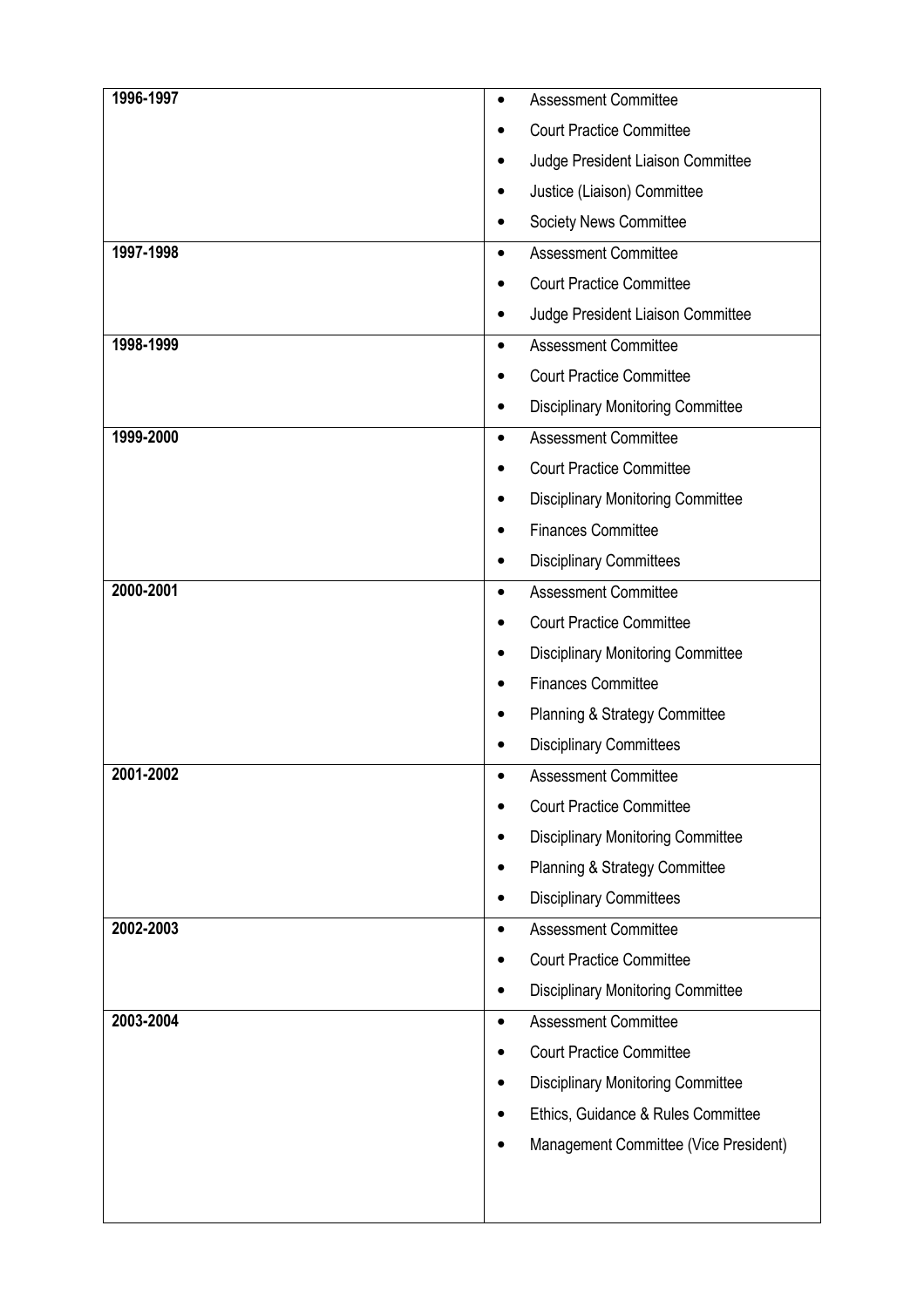| | |
|---|---|
| **1996-1997** | • Assessment Committee<br>• Court Practice Committee<br>• Judge President Liaison Committee<br>• Justice (Liaison) Committee<br>• Society News Committee |
| **1997-1998** | • Assessment Committee<br>• Court Practice Committee<br>• Judge President Liaison Committee |
| **1998-1999** | • Assessment Committee<br>• Court Practice Committee<br>• Disciplinary Monitoring Committee |
| **1999-2000** | • Assessment Committee<br>• Court Practice Committee<br>• Disciplinary Monitoring Committee<br>• Finances Committee<br>• Disciplinary Committees |
| **2000-2001** | • Assessment Committee<br>• Court Practice Committee<br>• Disciplinary Monitoring Committee<br>• Finances Committee<br>• Planning & Strategy Committee<br>• Disciplinary Committees |
| **2001-2002** | • Assessment Committee<br>• Court Practice Committee<br>• Disciplinary Monitoring Committee<br>• Planning & Strategy Committee<br>• Disciplinary Committees |
| **2002-2003** | • Assessment Committee<br>• Court Practice Committee<br>• Disciplinary Monitoring Committee |
| **2003-2004** | • Assessment Committee<br>• Court Practice Committee<br>• Disciplinary Monitoring Committee<br>• Ethics, Guidance & Rules Committee<br>• Management Committee (Vice President) |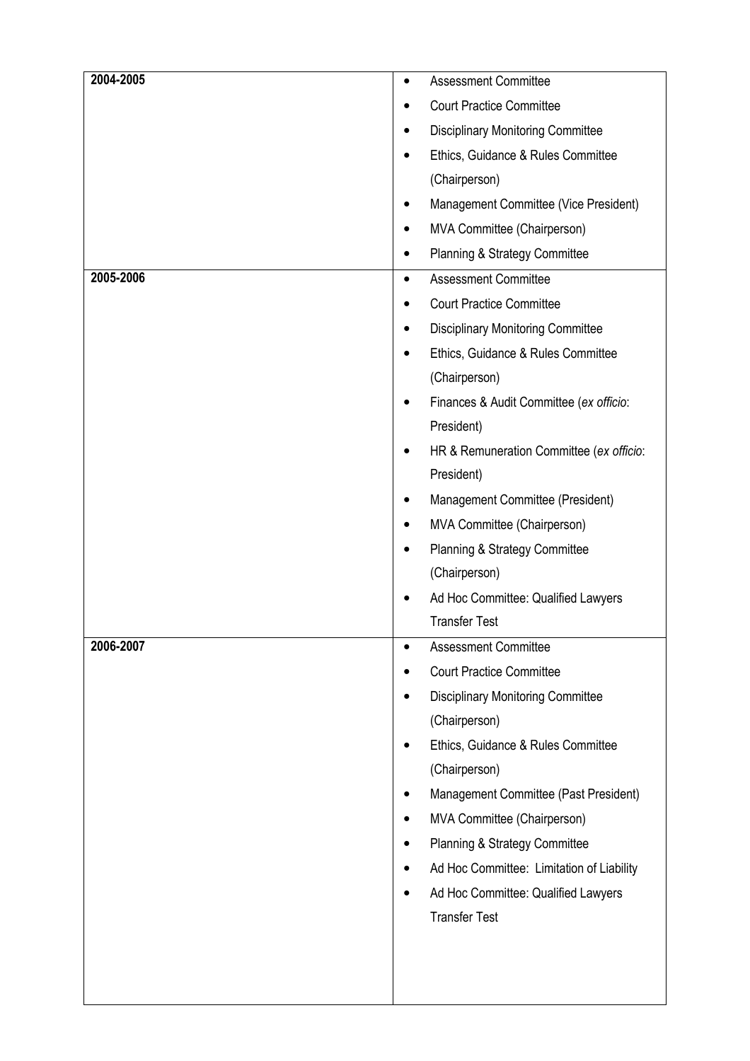| | |
|---|---|
| **2004-2005** | • Assessment Committee<br>• Court Practice Committee<br>• Disciplinary Monitoring Committee<br>• Ethics, Guidance & Rules Committee (Chairperson)<br>• Management Committee (Vice President)<br>• MVA Committee (Chairperson)<br>• Planning & Strategy Committee |
| **2005-2006** | • Assessment Committee<br>• Court Practice Committee<br>• Disciplinary Monitoring Committee<br>• Ethics, Guidance & Rules Committee (Chairperson)<br>• Finances & Audit Committee (*ex officio*: President)<br>• HR & Remuneration Committee (*ex officio*: President)<br>• Management Committee (President)<br>• MVA Committee (Chairperson)<br>• Planning & Strategy Committee (Chairperson)<br>• Ad Hoc Committee: Qualified Lawyers Transfer Test |
| **2006-2007** | • Assessment Committee<br>• Court Practice Committee<br>• Disciplinary Monitoring Committee (Chairperson)<br>• Ethics, Guidance & Rules Committee (Chairperson)<br>• Management Committee (Past President)<br>• MVA Committee (Chairperson)<br>• Planning & Strategy Committee<br>• Ad Hoc Committee: Limitation of Liability<br>• Ad Hoc Committee: Qualified Lawyers Transfer Test |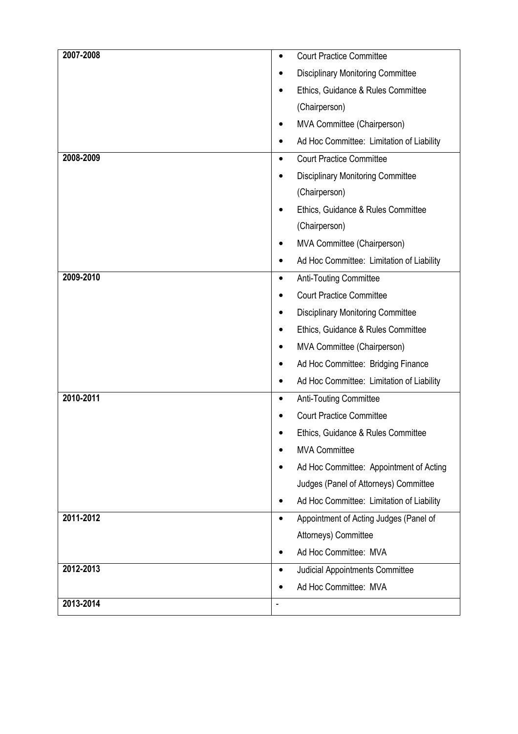| 2007-2008 | • Court Practice Committee<br>• Disciplinary Monitoring Committee<br>• Ethics, Guidance & Rules Committee (Chairperson)<br>• MVA Committee (Chairperson)<br>• Ad Hoc Committee: Limitation of Liability |
|---|---|
| **2008-2009** | • Court Practice Committee<br>• Disciplinary Monitoring Committee (Chairperson)<br>• Ethics, Guidance & Rules Committee (Chairperson)<br>• MVA Committee (Chairperson)<br>• Ad Hoc Committee: Limitation of Liability |
| **2009-2010** | • Anti-Touting Committee<br>• Court Practice Committee<br>• Disciplinary Monitoring Committee<br>• Ethics, Guidance & Rules Committee<br>• MVA Committee (Chairperson)<br>• Ad Hoc Committee: Bridging Finance<br>• Ad Hoc Committee: Limitation of Liability |
| **2010-2011** | • Anti-Touting Committee<br>• Court Practice Committee<br>• Ethics, Guidance & Rules Committee<br>• MVA Committee<br>• Ad Hoc Committee: Appointment of Acting Judges (Panel of Attorneys) Committee<br>• Ad Hoc Committee: Limitation of Liability |
| **2011-2012** | • Appointment of Acting Judges (Panel of Attorneys) Committee<br>• Ad Hoc Committee: MVA |
| **2012-2013** | • Judicial Appointments Committee<br>• Ad Hoc Committee: MVA |
| **2013-2014** | - |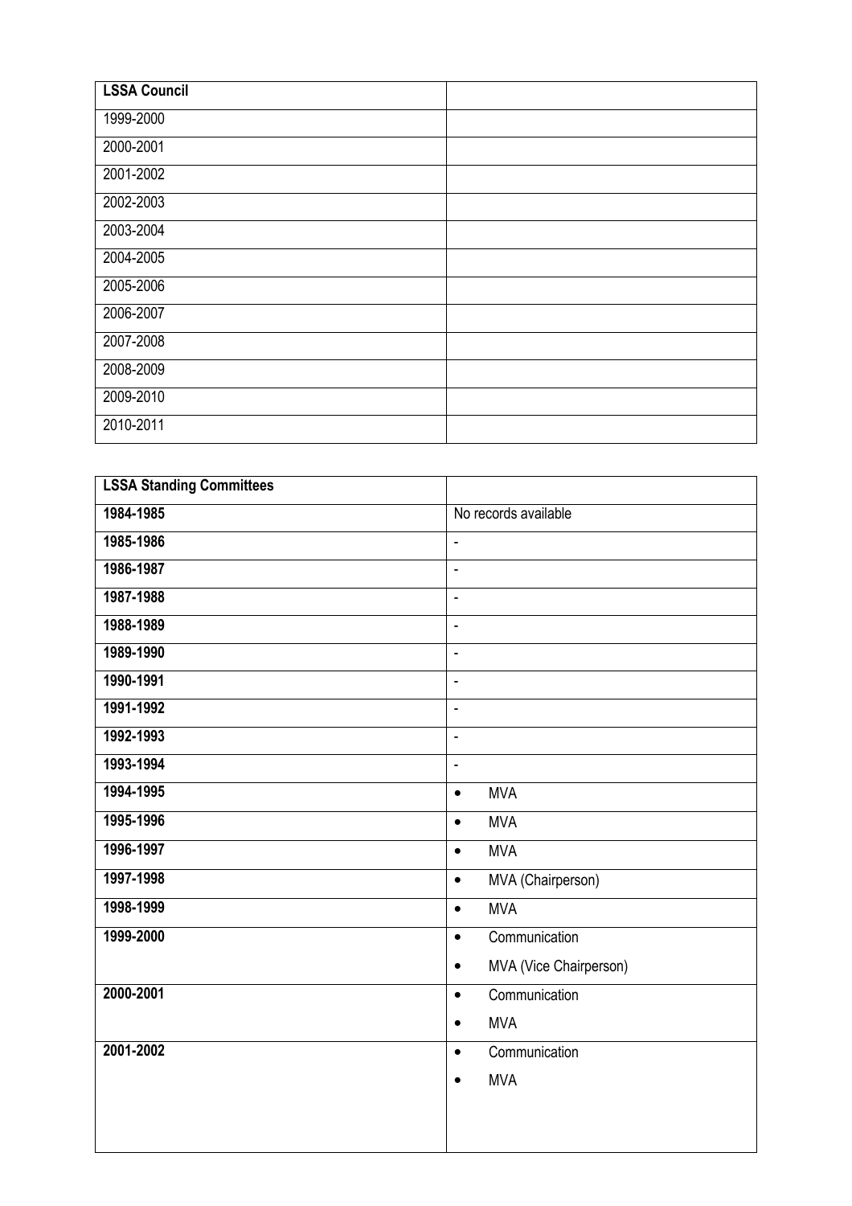| **LSSA Council** | |
|---|---|
| 1999-2000 | |
| 2000-2001 | |
| 2001-2002 | |
| 2002-2003 | |
| 2003-2004 | |
| 2004-2005 | |
| 2005-2006 | |
| 2006-2007 | |
| 2007-2008 | |
| 2008-2009 | |
| 2009-2010 | |
| 2010-2011 | |

| **LSSA Standing Committees** | |
|---|---|
| **1984-1985** | No records available |
| **1985-1986** | - |
| **1986-1987** | - |
| **1987-1988** | - |
| **1988-1989** | - |
| **1989-1990** | - |
| **1990-1991** | - |
| **1991-1992** | - |
| **1992-1993** | - |
| **1993-1994** | - |
| **1994-1995** | • MVA |
| **1995-1996** | • MVA |
| **1996-1997** | • MVA |
| **1997-1998** | • MVA (Chairperson) |
| **1998-1999** | • MVA |
| **1999-2000** | • Communication<br>• MVA (Vice Chairperson) |
| **2000-2001** | • Communication<br>• MVA |
| **2001-2002** | • Communication<br>• MVA |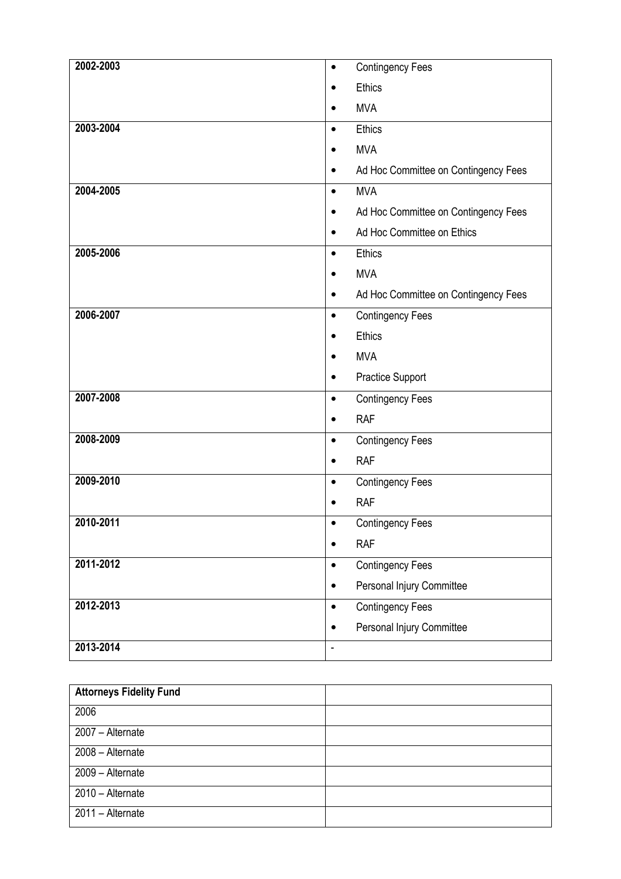| | |
|---|---|
| **2002-2003** | • Contingency Fees<br>• Ethics<br>• MVA |
| **2003-2004** | • Ethics<br>• MVA<br>• Ad Hoc Committee on Contingency Fees |
| **2004-2005** | • MVA<br>• Ad Hoc Committee on Contingency Fees<br>• Ad Hoc Committee on Ethics |
| **2005-2006** | • Ethics<br>• MVA<br>• Ad Hoc Committee on Contingency Fees |
| **2006-2007** | • Contingency Fees<br>• Ethics<br>• MVA<br>• Practice Support |
| **2007-2008** | • Contingency Fees<br>• RAF |
| **2008-2009** | • Contingency Fees<br>• RAF |
| **2009-2010** | • Contingency Fees<br>• RAF |
| **2010-2011** | • Contingency Fees<br>• RAF |
| **2011-2012** | • Contingency Fees<br>• Personal Injury Committee |
| **2012-2013** | • Contingency Fees<br>• Personal Injury Committee |
| **2013-2014** | - |

| **Attorneys Fidelity Fund** | |
|---|---|
| 2006 | |
| 2007 – Alternate | |
| 2008 – Alternate | |
| 2009 – Alternate | |
| 2010 – Alternate | |
| 2011 – Alternate | |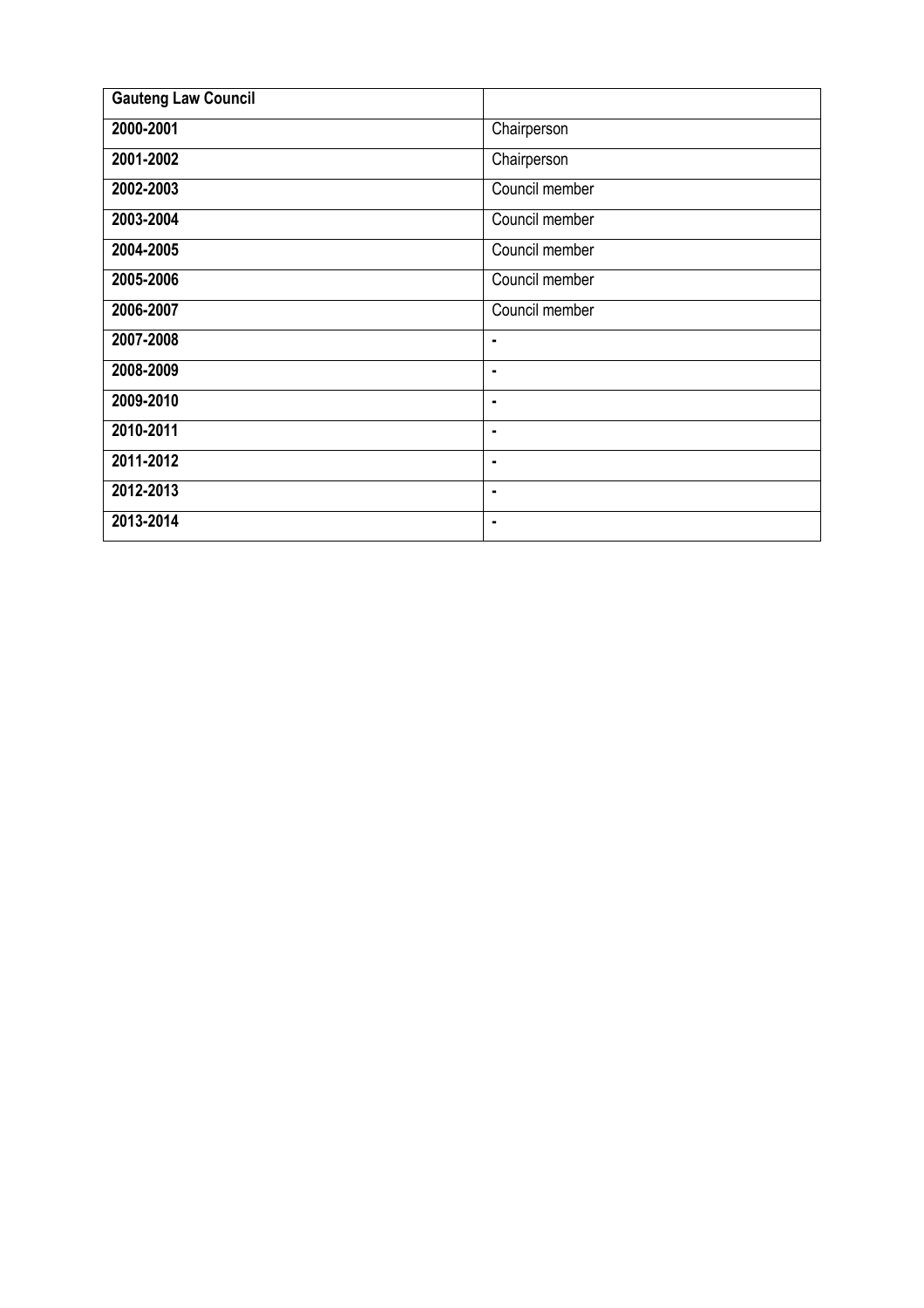| **Gauteng Law Council** | |
|---|---|
| **2000-2001** | Chairperson |
| **2001-2002** | Chairperson |
| **2002-2003** | Council member |
| **2003-2004** | Council member |
| **2004-2005** | Council member |
| **2005-2006** | Council member |
| **2006-2007** | Council member |
| **2007-2008** | - |
| **2008-2009** | - |
| **2009-2010** | - |
| **2010-2011** | - |
| **2011-2012** | - |
| **2012-2013** | - |
| **2013-2014** | - |